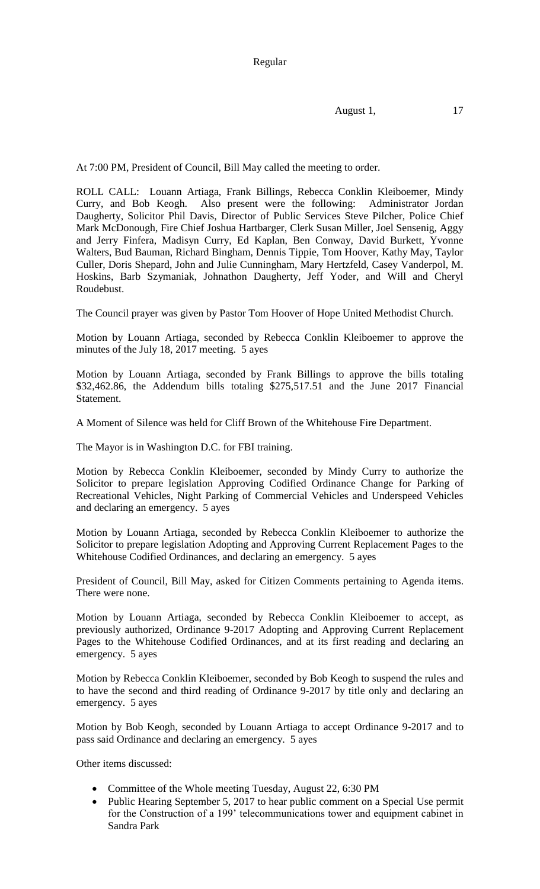Regular

August 1, 17

At 7:00 PM, President of Council, Bill May called the meeting to order.

ROLL CALL: Louann Artiaga, Frank Billings, Rebecca Conklin Kleiboemer, Mindy Curry, and Bob Keogh. Also present were the following: Administrator Jordan Daugherty, Solicitor Phil Davis, Director of Public Services Steve Pilcher, Police Chief Mark McDonough, Fire Chief Joshua Hartbarger, Clerk Susan Miller, Joel Sensenig, Aggy and Jerry Finfera, Madisyn Curry, Ed Kaplan, Ben Conway, David Burkett, Yvonne Walters, Bud Bauman, Richard Bingham, Dennis Tippie, Tom Hoover, Kathy May, Taylor Culler, Doris Shepard, John and Julie Cunningham, Mary Hertzfeld, Casey Vanderpol, M. Hoskins, Barb Szymaniak, Johnathon Daugherty, Jeff Yoder, and Will and Cheryl Roudebust.

The Council prayer was given by Pastor Tom Hoover of Hope United Methodist Church.

Motion by Louann Artiaga, seconded by Rebecca Conklin Kleiboemer to approve the minutes of the July 18, 2017 meeting. 5 ayes

Motion by Louann Artiaga, seconded by Frank Billings to approve the bills totaling $32,462.86, the Addendum bills totaling $275,517.51 and the June 2017 Financial Statement.

A Moment of Silence was held for Cliff Brown of the Whitehouse Fire Department.

The Mayor is in Washington D.C. for FBI training.

Motion by Rebecca Conklin Kleiboemer, seconded by Mindy Curry to authorize the Solicitor to prepare legislation Approving Codified Ordinance Change for Parking of Recreational Vehicles, Night Parking of Commercial Vehicles and Underspeed Vehicles and declaring an emergency. 5 ayes

Motion by Louann Artiaga, seconded by Rebecca Conklin Kleiboemer to authorize the Solicitor to prepare legislation Adopting and Approving Current Replacement Pages to the Whitehouse Codified Ordinances, and declaring an emergency. 5 ayes

President of Council, Bill May, asked for Citizen Comments pertaining to Agenda items. There were none.

Motion by Louann Artiaga, seconded by Rebecca Conklin Kleiboemer to accept, as previously authorized, Ordinance 9-2017 Adopting and Approving Current Replacement Pages to the Whitehouse Codified Ordinances, and at its first reading and declaring an emergency. 5 ayes

Motion by Rebecca Conklin Kleiboemer, seconded by Bob Keogh to suspend the rules and to have the second and third reading of Ordinance 9-2017 by title only and declaring an emergency. 5 ayes

Motion by Bob Keogh, seconded by Louann Artiaga to accept Ordinance 9-2017 and to pass said Ordinance and declaring an emergency. 5 ayes

Other items discussed:

- Committee of the Whole meeting Tuesday, August 22, 6:30 PM
- Public Hearing September 5, 2017 to hear public comment on a Special Use permit for the Construction of a 199' telecommunications tower and equipment cabinet in Sandra Park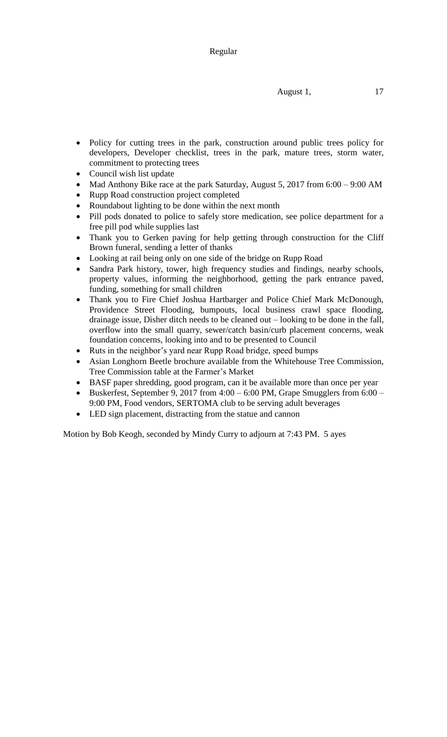- Policy for cutting trees in the park, construction around public trees policy for developers, Developer checklist, trees in the park, mature trees, storm water, commitment to protecting trees
- Council wish list update
- Mad Anthony Bike race at the park Saturday, August 5, 2017 from 6:00 – 9:00 AM
- Rupp Road construction project completed
- Roundabout lighting to be done within the next month
- Pill pods donated to police to safely store medication, see police department for a free pill pod while supplies last
- Thank you to Gerken paving for help getting through construction for the Cliff Brown funeral, sending a letter of thanks
- Looking at rail being only on one side of the bridge on Rupp Road
- Sandra Park history, tower, high frequency studies and findings, nearby schools, property values, informing the neighborhood, getting the park entrance paved, funding, something for small children
- Thank you to Fire Chief Joshua Hartbarger and Police Chief Mark McDonough, Providence Street Flooding, bumpouts, local business crawl space flooding, drainage issue, Disher ditch needs to be cleaned out – looking to be done in the fall, overflow into the small quarry, sewer/catch basin/curb placement concerns, weak foundation concerns, looking into and to be presented to Council
- Ruts in the neighbor's yard near Rupp Road bridge, speed bumps
- Asian Longhorn Beetle brochure available from the Whitehouse Tree Commission, Tree Commission table at the Farmer's Market
- BASF paper shredding, good program, can it be available more than once per year
- Buskerfest, September 9, 2017 from 4:00 – 6:00 PM, Grape Smugglers from 6:00 – 9:00 PM, Food vendors, SERTOMA club to be serving adult beverages
- LED sign placement, distracting from the statue and cannon

Motion by Bob Keogh, seconded by Mindy Curry to adjourn at 7:43 PM. 5 ayes